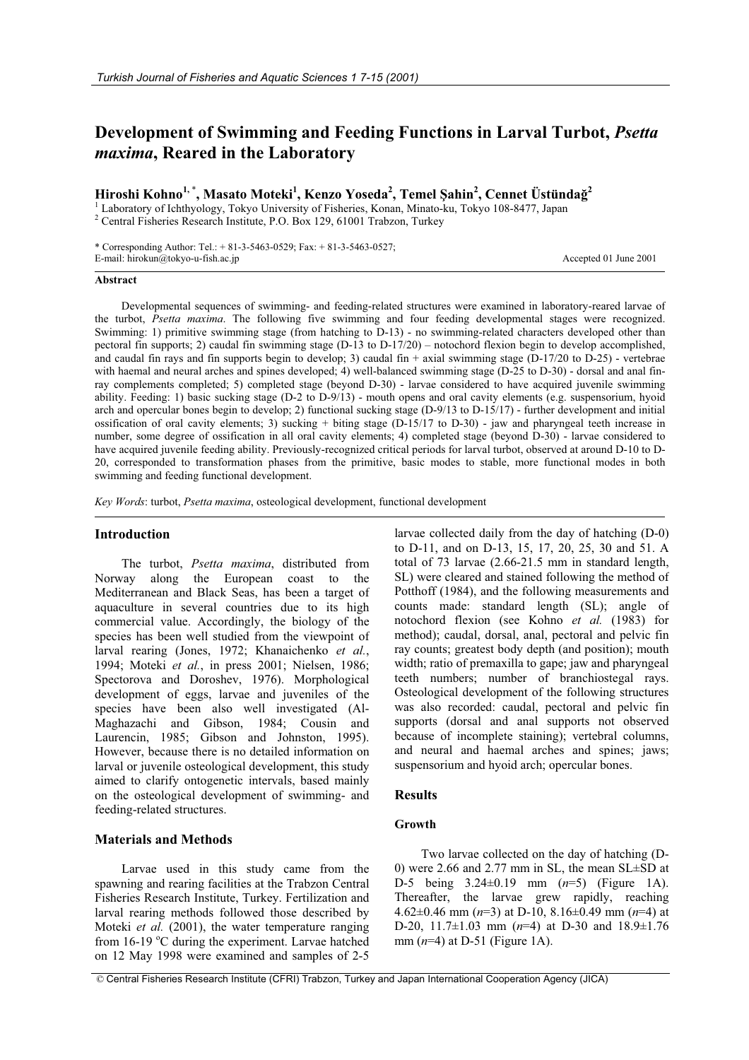# Development of Swimming and Feeding Functions in Larval Turbot, *Psetta maxima*, Reared in the Laboratory

**Hiroshi Kohno[1,*], Masato Moteki[1], Kenzo Yoseda[2], Temel Şahin[2], Cennet Üstündağ[2]**

[1] Laboratory of Ichthyology, Tokyo University of Fisheries, Konan, Minato-ku, Tokyo 108-8477, Japan
[2] Central Fisheries Research Institute, P.O. Box 129, 61001 Trabzon, Turkey

* Corresponding Author: Tel.: + 81-3-5463-0529; Fax: + 81-3-5463-0527;
E-mail: hirokun@tokyo-u-fish.ac.jp

Accepted 01 June 2001

**Abstract**

Developmental sequences of swimming- and feeding-related structures were examined in laboratory-reared larvae of the turbot, *Psetta maxima*. The following five swimming and four feeding developmental stages were recognized. Swimming: 1) primitive swimming stage (from hatching to D-13) - no swimming-related characters developed other than pectoral fin supports; 2) caudal fin swimming stage (D-13 to D-17/20) – notochord flexion begin to develop accomplished, and caudal fin rays and fin supports begin to develop; 3) caudal fin + axial swimming stage (D-17/20 to D-25) - vertebrae with haemal and neural arches and spines developed; 4) well-balanced swimming stage (D-25 to D-30) - dorsal and anal fin-ray complements completed; 5) completed stage (beyond D-30) - larvae considered to have acquired juvenile swimming ability. Feeding: 1) basic sucking stage (D-2 to D-9/13) - mouth opens and oral cavity elements (e.g. suspensorium, hyoid arch and opercular bones begin to develop; 2) functional sucking stage (D-9/13 to D-15/17) - further development and initial ossification of oral cavity elements; 3) sucking + biting stage (D-15/17 to D-30) - jaw and pharyngeal teeth increase in number, some degree of ossification in all oral cavity elements; 4) completed stage (beyond D-30) - larvae considered to have acquired juvenile feeding ability. Previously-recognized critical periods for larval turbot, observed at around D-10 to D-20, corresponded to transformation phases from the primitive, basic modes to stable, more functional modes in both swimming and feeding functional development.

*Key Words*: turbot, *Psetta maxima*, osteological development, functional development

## Introduction

The turbot, *Psetta maxima*, distributed from Norway along the European coast to the Mediterranean and Black Seas, has been a target of aquaculture in several countries due to its high commercial value. Accordingly, the biology of the species has been well studied from the viewpoint of larval rearing (Jones, 1972; Khanaichenko *et al.*, 1994; Moteki *et al.*, in press 2001; Nielsen, 1986; Spectorova and Doroshev, 1976). Morphological development of eggs, larvae and juveniles of the species have been also well investigated (Al-Maghazachi and Gibson, 1984; Cousin and Laurencin, 1985; Gibson and Johnston, 1995). However, because there is no detailed information on larval or juvenile osteological development, this study aimed to clarify ontogenetic intervals, based mainly on the osteological development of swimming- and feeding-related structures.

## Materials and Methods

Larvae used in this study came from the spawning and rearing facilities at the Trabzon Central Fisheries Research Institute, Turkey. Fertilization and larval rearing methods followed those described by Moteki *et al.* (2001), the water temperature ranging from 16-19 °C during the experiment. Larvae hatched on 12 May 1998 were examined and samples of 2-5 larvae collected daily from the day of hatching (D-0) to D-11, and on D-13, 15, 17, 20, 25, 30 and 51. A total of 73 larvae (2.66-21.5 mm in standard length, SL) were cleared and stained following the method of Potthoff (1984), and the following measurements and counts made: standard length (SL); angle of notochord flexion (see Kohno *et al.* (1983) for method); caudal, dorsal, anal, pectoral and pelvic fin ray counts; greatest body depth (and position); mouth width; ratio of premaxilla to gape; jaw and pharyngeal teeth numbers; number of branchiostegal rays. Osteological development of the following structures was also recorded: caudal, pectoral and pelvic fin supports (dorsal and anal supports not observed because of incomplete staining); vertebral columns, and neural and haemal arches and spines; jaws; suspensorium and hyoid arch; opercular bones.

## Results

### Growth

Two larvae collected on the day of hatching (D-0) were 2.66 and 2.77 mm in SL, the mean SL±SD at D-5 being 3.24±0.19 mm ($n$=5) (Figure 1A). Thereafter, the larvae grew rapidly, reaching 4.62±0.46 mm ($n$=3) at D-10, 8.16±0.49 mm ($n$=4) at D-20, 11.7±1.03 mm ($n$=4) at D-30 and 18.9±1.76 mm ($n$=4) at D-51 (Figure 1A).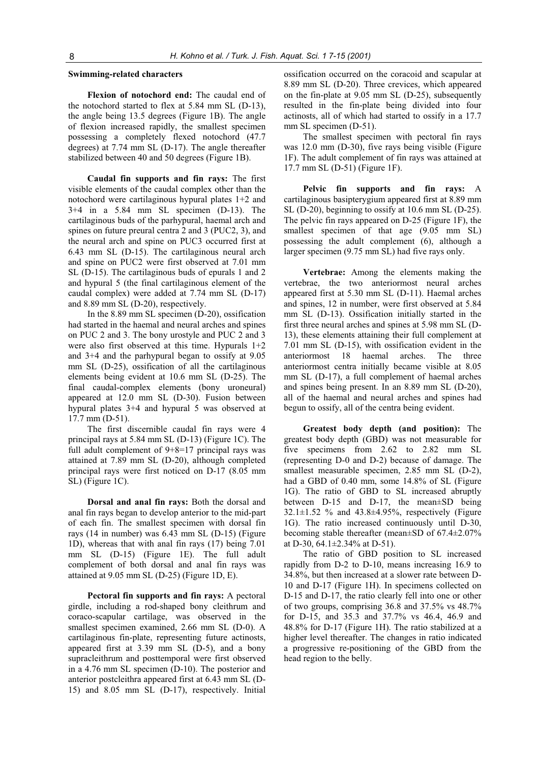### Swimming-related characters

**Flexion of notochord end:** The caudal end of the notochord started to flex at 5.84 mm SL (D-13), the angle being 13.5 degrees (Figure 1B). The angle of flexion increased rapidly, the smallest specimen possessing a completely flexed notochord (47.7 degrees) at 7.74 mm SL (D-17). The angle thereafter stabilized between 40 and 50 degrees (Figure 1B).

**Caudal fin supports and fin rays:** The first visible elements of the caudal complex other than the notochord were cartilaginous hypural plates 1+2 and 3+4 in a 5.84 mm SL specimen (D-13). The cartilaginous buds of the parhypural, haemal arch and spines on future preural centra 2 and 3 (PUC2, 3), and the neural arch and spine on PUC3 occurred first at 6.43 mm SL (D-15). The cartilaginous neural arch and spine on PUC2 were first observed at 7.01 mm SL (D-15). The cartilaginous buds of epurals 1 and 2 and hypural 5 (the final cartilaginous element of the caudal complex) were added at 7.74 mm SL (D-17) and 8.89 mm SL (D-20), respectively.

In the 8.89 mm SL specimen (D-20), ossification had started in the haemal and neural arches and spines on PUC 2 and 3. The bony urostyle and PUC 2 and 3 were also first observed at this time. Hypurals 1+2 and 3+4 and the parhypural began to ossify at 9.05 mm SL (D-25), ossification of all the cartilaginous elements being evident at 10.6 mm SL (D-25). The final caudal-complex elements (bony uroneural) appeared at 12.0 mm SL (D-30). Fusion between hypural plates 3+4 and hypural 5 was observed at 17.7 mm (D-51).

The first discernible caudal fin rays were 4 principal rays at 5.84 mm SL (D-13) (Figure 1C). The full adult complement of 9+8=17 principal rays was attained at 7.89 mm SL (D-20), although completed principal rays were first noticed on D-17 (8.05 mm SL) (Figure 1C).

**Dorsal and anal fin rays:** Both the dorsal and anal fin rays began to develop anterior to the mid-part of each fin. The smallest specimen with dorsal fin rays (14 in number) was 6.43 mm SL (D-15) (Figure 1D), whereas that with anal fin rays (17) being 7.01 mm SL (D-15) (Figure 1E). The full adult complement of both dorsal and anal fin rays was attained at 9.05 mm SL (D-25) (Figure 1D, E).

**Pectoral fin supports and fin rays:** A pectoral girdle, including a rod-shaped bony cleithrum and coraco-scapular cartilage, was observed in the smallest specimen examined, 2.66 mm SL (D-0). A cartilaginous fin-plate, representing future actinosts, appeared first at 3.39 mm SL (D-5), and a bony supracleithrum and posttemporal were first observed in a 4.76 mm SL specimen (D-10). The posterior and anterior postcleithra appeared first at 6.43 mm SL (D-15) and 8.05 mm SL (D-17), respectively. Initial ossification occurred on the coracoid and scapular at 8.89 mm SL (D-20). Three crevices, which appeared on the fin-plate at 9.05 mm SL (D-25), subsequently resulted in the fin-plate being divided into four actinosts, all of which had started to ossify in a 17.7 mm SL specimen (D-51).

The smallest specimen with pectoral fin rays was 12.0 mm (D-30), five rays being visible (Figure 1F). The adult complement of fin rays was attained at 17.7 mm SL (D-51) (Figure 1F).

**Pelvic fin supports and fin rays:** A cartilaginous basipterygium appeared first at 8.89 mm SL (D-20), beginning to ossify at 10.6 mm SL (D-25). The pelvic fin rays appeared on D-25 (Figure 1F), the smallest specimen of that age (9.05 mm SL) possessing the adult complement (6), although a larger specimen (9.75 mm SL) had five rays only.

**Vertebrae:** Among the elements making the vertebrae, the two anteriormost neural arches appeared first at 5.30 mm SL (D-11). Haemal arches and spines, 12 in number, were first observed at 5.84 mm SL (D-13). Ossification initially started in the first three neural arches and spines at 5.98 mm SL (D-13), these elements attaining their full complement at 7.01 mm SL (D-15), with ossification evident in the anteriormost 18 haemal arches. The three anteriormost centra initially became visible at 8.05 mm SL (D-17), a full complement of haemal arches and spines being present. In an 8.89 mm SL (D-20), all of the haemal and neural arches and spines had begun to ossify, all of the centra being evident.

**Greatest body depth (and position):** The greatest body depth (GBD) was not measurable for five specimens from 2.62 to 2.82 mm SL (representing D-0 and D-2) because of damage. The smallest measurable specimen, 2.85 mm SL (D-2), had a GBD of 0.40 mm, some 14.8% of SL (Figure 1G). The ratio of GBD to SL increased abruptly between D-15 and D-17, the mean±SD being 32.1±1.52 % and 43.8±4.95%, respectively (Figure 1G). The ratio increased continuously until D-30, becoming stable thereafter (mean±SD of 67.4±2.07% at D-30, 64.1±2.34% at D-51).

The ratio of GBD position to SL increased rapidly from D-2 to D-10, means increasing 16.9 to 34.8%, but then increased at a slower rate between D-10 and D-17 (Figure 1H). In specimens collected on D-15 and D-17, the ratio clearly fell into one or other of two groups, comprising 36.8 and 37.5% vs 48.7% for D-15, and 35.3 and 37.7% vs 46.4, 46.9 and 48.8% for D-17 (Figure 1H). The ratio stabilized at a higher level thereafter. The changes in ratio indicated a progressive re-positioning of the GBD from the head region to the belly.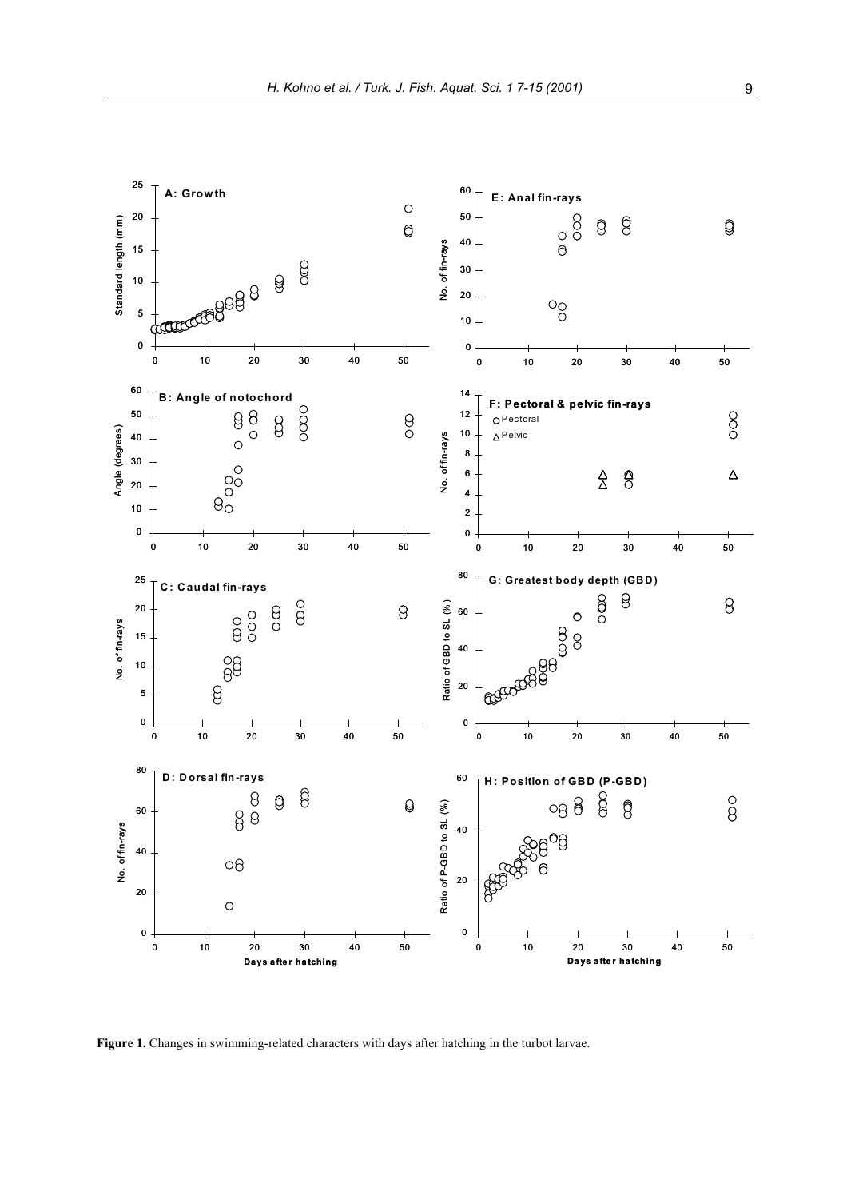**Figure 1.** Changes in swimming-related characters with days after hatching in the turbot larvae.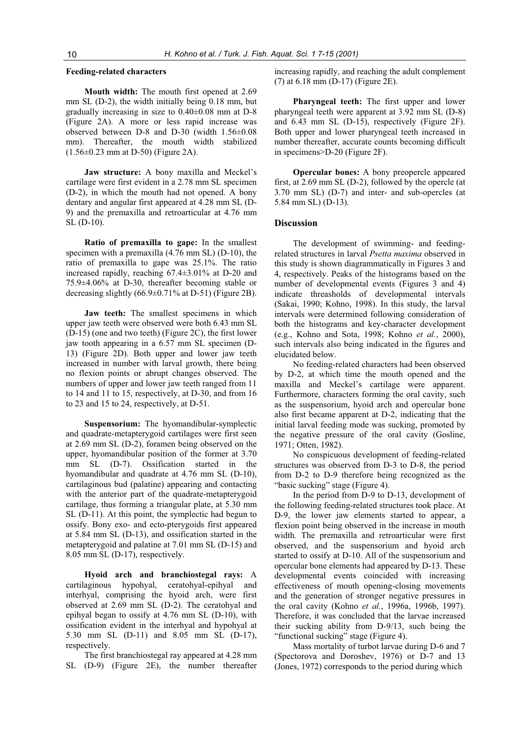### Feeding-related characters

**Mouth width:** The mouth first opened at 2.69 mm SL (D-2), the width initially being 0.18 mm, but gradually increasing in size to 0.40±0.08 mm at D-8 (Figure 2A). A more or less rapid increase was observed between D-8 and D-30 (width 1.56±0.08 mm). Thereafter, the mouth width stabilized (1.56±0.23 mm at D-50) (Figure 2A).

**Jaw structure:** A bony maxilla and Meckel's cartilage were first evident in a 2.78 mm SL specimen (D-2), in which the mouth had not opened. A bony dentary and angular first appeared at 4.28 mm SL (D-9) and the premaxilla and retroarticular at 4.76 mm SL (D-10).

**Ratio of premaxilla to gape:** In the smallest specimen with a premaxilla (4.76 mm SL) (D-10), the ratio of premaxilla to gape was 25.1%. The ratio increased rapidly, reaching 67.4±3.01% at D-20 and 75.9±4.06% at D-30, thereafter becoming stable or decreasing slightly (66.9±0.71% at D-51) (Figure 2B).

**Jaw teeth:** The smallest specimens in which upper jaw teeth were observed were both 6.43 mm SL (D-15) (one and two teeth) (Figure 2C), the first lower jaw tooth appearing in a 6.57 mm SL specimen (D-13) (Figure 2D). Both upper and lower jaw teeth increased in number with larval growth, there being no flexion points or abrupt changes observed. The numbers of upper and lower jaw teeth ranged from 11 to 14 and 11 to 15, respectively, at D-30, and from 16 to 23 and 15 to 24, respectively, at D-51.

**Suspensorium:** The hyomandibular-symplectic and quadrate-metapterygoid cartilages were first seen at 2.69 mm SL (D-2), foramen being observed on the upper, hyomandibular position of the former at 3.70 mm SL (D-7). Ossification started in the hyomandibular and quadrate at 4.76 mm SL (D-10), cartilaginous bud (palatine) appearing and contacting with the anterior part of the quadrate-metapterygoid cartilage, thus forming a triangular plate, at 5.30 mm SL (D-11). At this point, the symplectic had begun to ossify. Bony exo- and ecto-pterygoids first appeared at 5.84 mm SL (D-13), and ossification started in the metapterygoid and palatine at 7.01 mm SL (D-15) and 8.05 mm SL (D-17), respectively.

**Hyoid arch and branchiostegal rays:** A cartilaginous hypohyal, ceratohyal-epihyal and interhyal, comprising the hyoid arch, were first observed at 2.69 mm SL (D-2). The ceratohyal and epihyal began to ossify at 4.76 mm SL (D-10), with ossification evident in the interhyal and hypohyal at 5.30 mm SL (D-11) and 8.05 mm SL (D-17), respectively.

The first branchiostegal ray appeared at 4.28 mm SL (D-9) (Figure 2E), the number thereafter increasing rapidly, and reaching the adult complement (7) at 6.18 mm (D-17) (Figure 2E).

**Pharyngeal teeth:** The first upper and lower pharyngeal teeth were apparent at 3.92 mm SL (D-8) and 6.43 mm SL (D-15), respectively (Figure 2F). Both upper and lower pharyngeal teeth increased in number thereafter, accurate counts becoming difficult in specimens>D-20 (Figure 2F).

**Opercular bones:** A bony preopercle appeared first, at 2.69 mm SL (D-2), followed by the opercle (at 3.70 mm SL) (D-7) and inter- and sub-opercles (at 5.84 mm SL) (D-13).

## Discussion

The development of swimming- and feeding-related structures in larval *Psetta maxima* observed in this study is shown diagrammatically in Figures 3 and 4, respectively. Peaks of the histograms based on the number of developmental events (Figures 3 and 4) indicate threasholds of developmental intervals (Sakai, 1990; Kohno, 1998). In this study, the larval intervals were determined following consideration of both the histograms and key-character development (e.g., Kohno and Sota, 1998; Kohno *et al.*, 2000), such intervals also being indicated in the figures and elucidated below.

No feeding-related characters had been observed by D-2, at which time the mouth opened and the maxilla and Meckel's cartilage were apparent. Furthermore, characters forming the oral cavity, such as the suspensorium, hyoid arch and opercular bone also first became apparent at D-2, indicating that the initial larval feeding mode was sucking, promoted by the negative pressure of the oral cavity (Gosline, 1971; Otten, 1982).

No conspicuous development of feeding-related structures was observed from D-3 to D-8, the period from D-2 to D-9 therefore being recognized as the "basic sucking" stage (Figure 4).

In the period from D-9 to D-13, development of the following feeding-related structures took place. At D-9, the lower jaw elements started to appear, a flexion point being observed in the increase in mouth width. The premaxilla and retroarticular were first observed, and the suspensorium and hyoid arch started to ossify at D-10. All of the suspensorium and opercular bone elements had appeared by D-13. These developmental events coincided with increasing effectiveness of mouth opening-closing movements and the generation of stronger negative pressures in the oral cavity (Kohno *et al.*, 1996a, 1996b, 1997). Therefore, it was concluded that the larvae increased their sucking ability from D-9/13, such being the "functional sucking" stage (Figure 4).

Mass mortality of turbot larvae during D-6 and 7 (Spectorova and Doroshev, 1976) or D-7 and 13 (Jones, 1972) corresponds to the period during which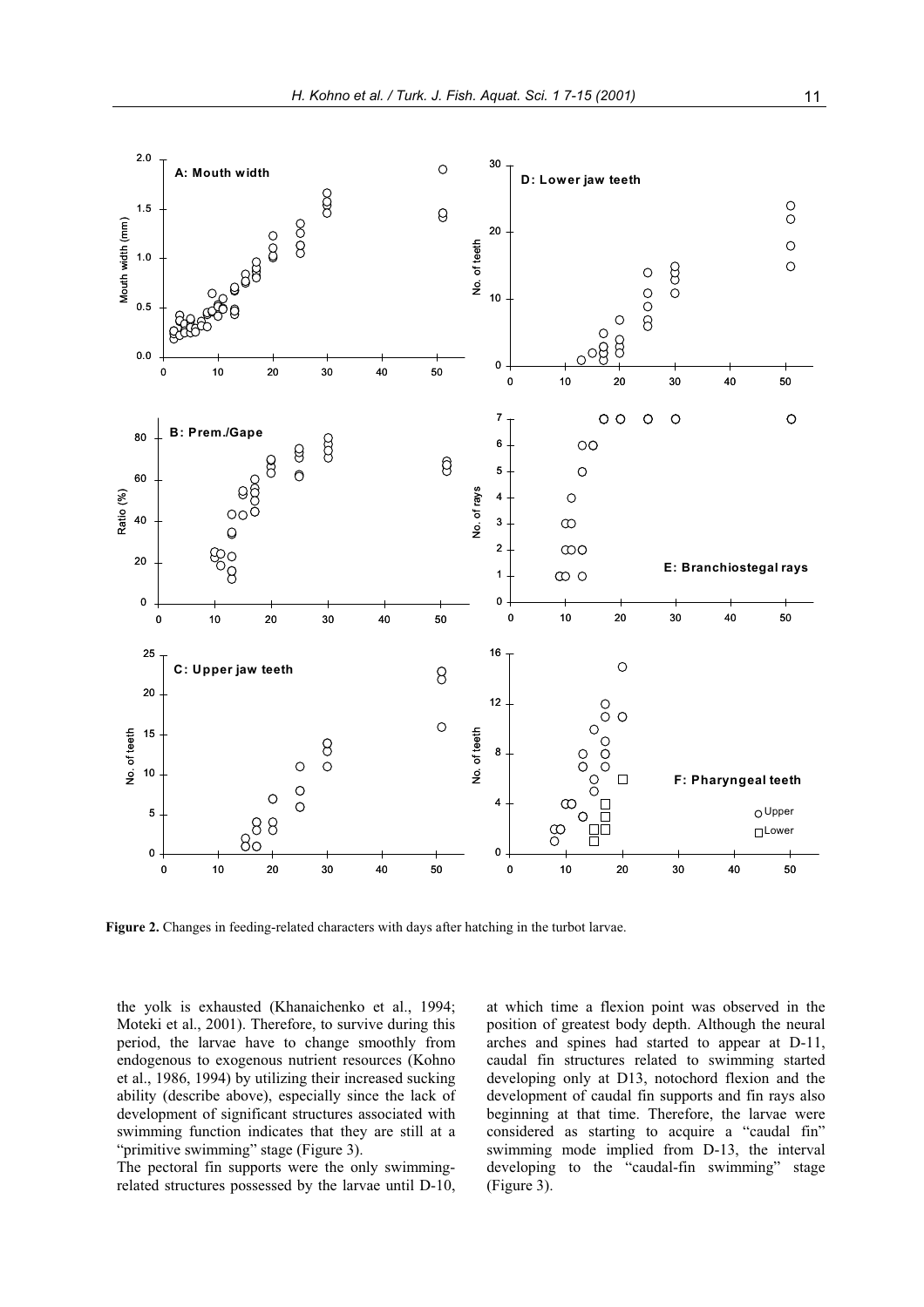Figure 2. Changes in feeding-related characters with days after hatching in the turbot larvae.

the yolk is exhausted (Khanaichenko et al., 1994; Moteki et al., 2001). Therefore, to survive during this period, the larvae have to change smoothly from endogenous to exogenous nutrient resources (Kohno et al., 1986, 1994) by utilizing their increased sucking ability (describe above), especially since the lack of development of significant structures associated with swimming function indicates that they are still at a "primitive swimming" stage (Figure 3).

The pectoral fin supports were the only swimming-related structures possessed by the larvae until D-10, at which time a flexion point was observed in the position of greatest body depth. Although the neural arches and spines had started to appear at D-11, caudal fin structures related to swimming started developing only at D13, notochord flexion and the development of caudal fin supports and fin rays also beginning at that time. Therefore, the larvae were considered as starting to acquire a "caudal fin" swimming mode implied from D-13, the interval developing to the "caudal-fin swimming" stage (Figure 3).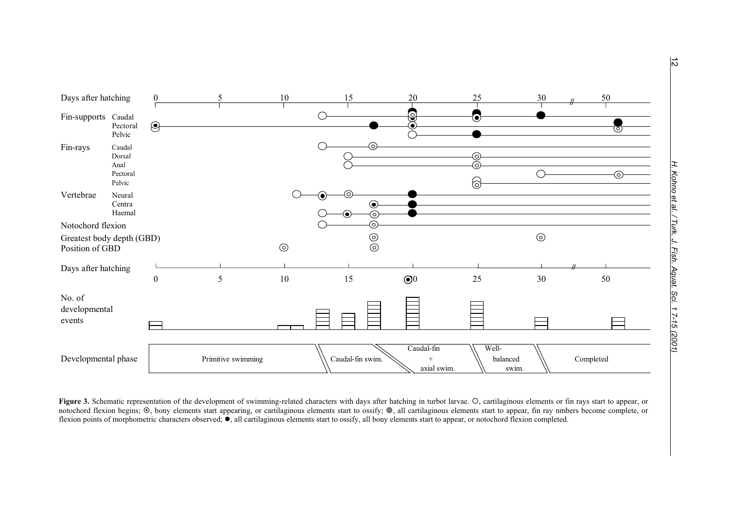**Figure 3.** Schematic representation of the development of swimming-related characters with days after hatching in turbot larvae. ○, cartilaginous elements or fin rays start to appear, or notochord flexion begins; ⊙, bony elements start appearing, or cartilaginous elements start to ossify; ◎, all cartilaginous elements start to appear, fin ray nmbers become complete, or flexion points of morphometric characters observed; ●, all cartilaginous elements start to ossify, all bony elements start to appear, or notochord flexion completed.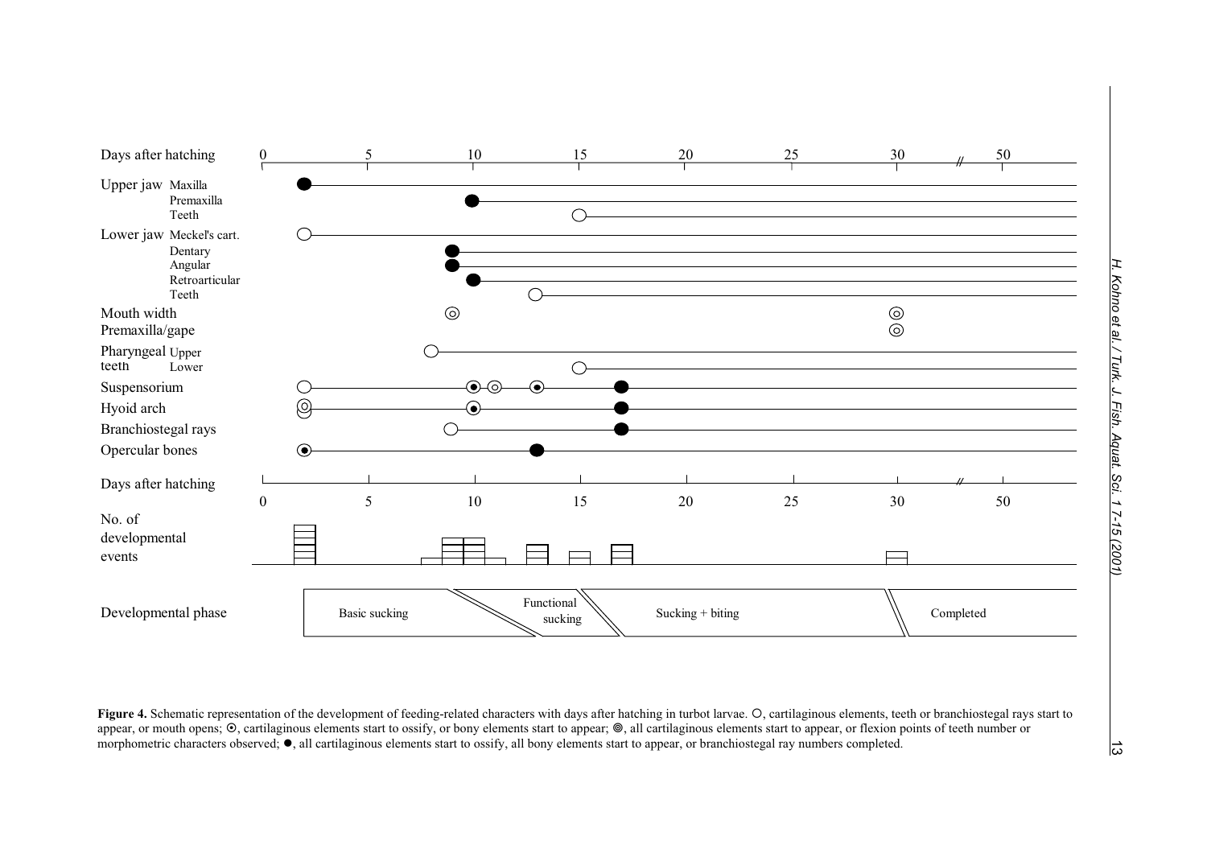Days after hatching 0 5 10 15 20 25 30 // 50

Upper jaw Maxilla
Premaxilla
Teeth

Lower jaw Meckel's cart.
Dentary
Angular
Retroarticular
Teeth

Mouth width
Premaxilla/gape

Pharyngeal teeth Upper
Lower

Suspensorium

Hyoid arch

Branchiostegal rays

Opercular bones

Days after hatching 0 5 10 15 20 25 30 // 50

No. of developmental events

Developmental phase: Basic sucking | Functional sucking | Sucking + biting | Completed

**Figure 4.** Schematic representation of the development of feeding-related characters with days after hatching in turbot larvae. ○, cartilaginous elements, teeth or branchiostegal rays start to appear, or mouth opens; ⊙, cartilaginous elements start to ossify, or bony elements start to appear; ◎, all cartilaginous elements start to appear, or flexion points of teeth number or morphometric characters observed; ●, all cartilaginous elements start to ossify, all bony elements start to appear, or branchiostegal ray numbers completed.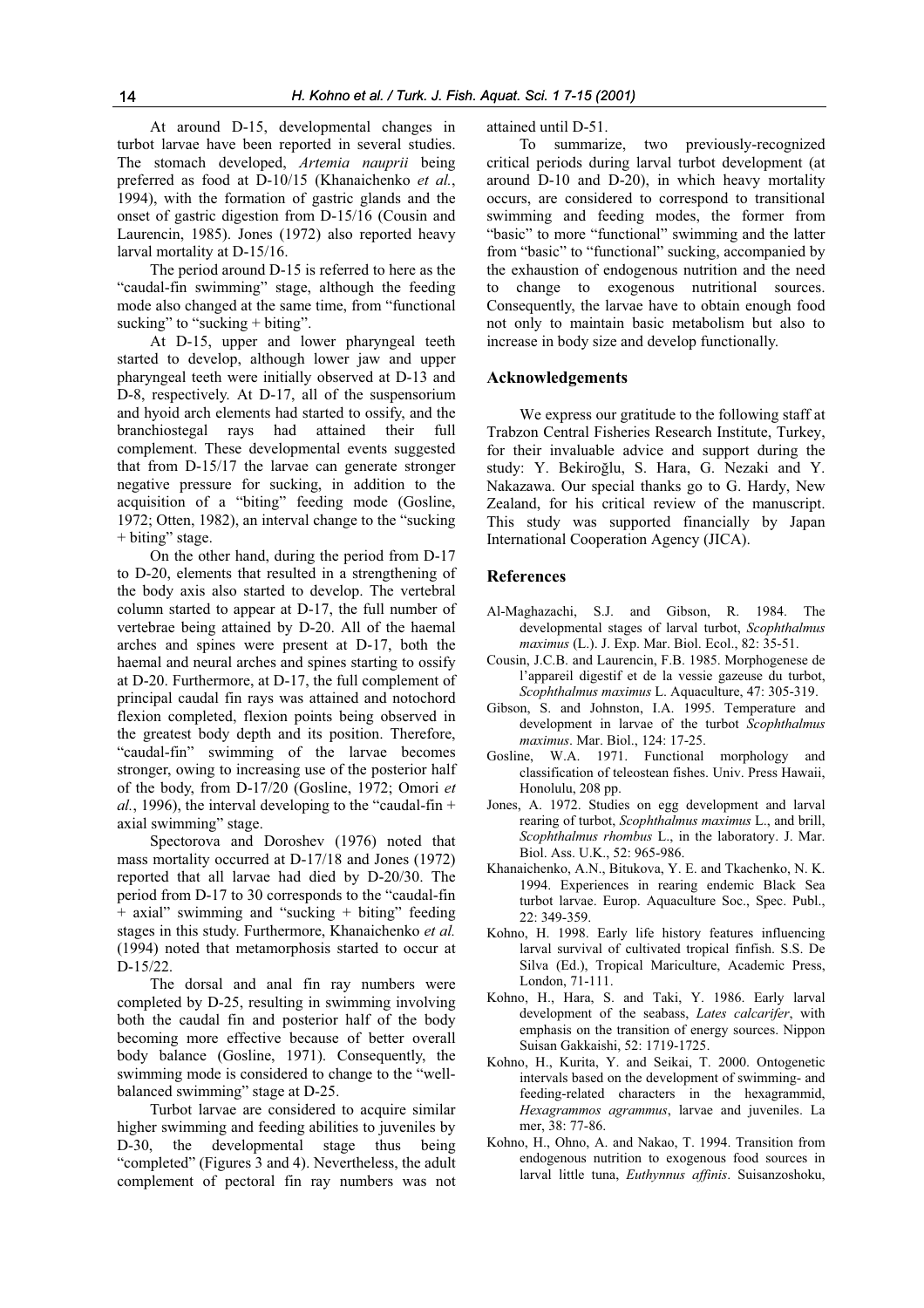At around D-15, developmental changes in turbot larvae have been reported in several studies. The stomach developed, *Artemia nauprii* being preferred as food at D-10/15 (Khanaichenko *et al.*, 1994), with the formation of gastric glands and the onset of gastric digestion from D-15/16 (Cousin and Laurencin, 1985). Jones (1972) also reported heavy larval mortality at D-15/16.

The period around D-15 is referred to here as the "caudal-fin swimming" stage, although the feeding mode also changed at the same time, from "functional sucking" to "sucking + biting".

At D-15, upper and lower pharyngeal teeth started to develop, although lower jaw and upper pharyngeal teeth were initially observed at D-13 and D-8, respectively. At D-17, all of the suspensorium and hyoid arch elements had started to ossify, and the branchiostegal rays had attained their full complement. These developmental events suggested that from D-15/17 the larvae can generate stronger negative pressure for sucking, in addition to the acquisition of a "biting" feeding mode (Gosline, 1972; Otten, 1982), an interval change to the "sucking + biting" stage.

On the other hand, during the period from D-17 to D-20, elements that resulted in a strengthening of the body axis also started to develop. The vertebral column started to appear at D-17, the full number of vertebrae being attained by D-20. All of the haemal arches and spines were present at D-17, both the haemal and neural arches and spines starting to ossify at D-20. Furthermore, at D-17, the full complement of principal caudal fin rays was attained and notochord flexion completed, flexion points being observed in the greatest body depth and its position. Therefore, "caudal-fin" swimming of the larvae becomes stronger, owing to increasing use of the posterior half of the body, from D-17/20 (Gosline, 1972; Omori *et al.*, 1996), the interval developing to the "caudal-fin + axial swimming" stage.

Spectorova and Doroshev (1976) noted that mass mortality occurred at D-17/18 and Jones (1972) reported that all larvae had died by D-20/30. The period from D-17 to 30 corresponds to the "caudal-fin + axial" swimming and "sucking + biting" feeding stages in this study. Furthermore, Khanaichenko *et al.* (1994) noted that metamorphosis started to occur at D-15/22.

The dorsal and anal fin ray numbers were completed by D-25, resulting in swimming involving both the caudal fin and posterior half of the body becoming more effective because of better overall body balance (Gosline, 1971). Consequently, the swimming mode is considered to change to the "well-balanced swimming" stage at D-25.

Turbot larvae are considered to acquire similar higher swimming and feeding abilities to juveniles by D-30, the developmental stage thus being "completed" (Figures 3 and 4). Nevertheless, the adult complement of pectoral fin ray numbers was not attained until D-51.

To summarize, two previously-recognized critical periods during larval turbot development (at around D-10 and D-20), in which heavy mortality occurs, are considered to correspond to transitional swimming and feeding modes, the former from "basic" to more "functional" swimming and the latter from "basic" to "functional" sucking, accompanied by the exhaustion of endogenous nutrition and the need to change to exogenous nutritional sources. Consequently, the larvae have to obtain enough food not only to maintain basic metabolism but also to increase in body size and develop functionally.

## Acknowledgements

We express our gratitude to the following staff at Trabzon Central Fisheries Research Institute, Turkey, for their invaluable advice and support during the study: Y. Bekiroğlu, S. Hara, G. Nezaki and Y. Nakazawa. Our special thanks go to G. Hardy, New Zealand, for his critical review of the manuscript. This study was supported financially by Japan International Cooperation Agency (JICA).

## References

Al-Maghazachi, S.J. and Gibson, R. 1984. The developmental stages of larval turbot, *Scophthalmus maximus* (L.). J. Exp. Mar. Biol. Ecol., 82: 35-51.

Cousin, J.C.B. and Laurencin, F.B. 1985. Morphogenese de l'appareil digestif et de la vessie gazeuse du turbot, *Scophthalmus maximus* L. Aquaculture, 47: 305-319.

Gibson, S. and Johnston, I.A. 1995. Temperature and development in larvae of the turbot *Scophthalmus maximus*. Mar. Biol., 124: 17-25.

Gosline, W.A. 1971. Functional morphology and classification of teleostean fishes. Univ. Press Hawaii, Honolulu, 208 pp.

Jones, A. 1972. Studies on egg development and larval rearing of turbot, *Scophthalmus maximus* L., and brill, *Scophthalmus rhombus* L., in the laboratory. J. Mar. Biol. Ass. U.K., 52: 965-986.

Khanaichenko, A.N., Bitukova, Y. E. and Tkachenko, N. K. 1994. Experiences in rearing endemic Black Sea turbot larvae. Europ. Aquaculture Soc., Spec. Publ., 22: 349-359.

Kohno, H. 1998. Early life history features influencing larval survival of cultivated tropical finfish. S.S. De Silva (Ed.), Tropical Mariculture, Academic Press, London, 71-111.

Kohno, H., Hara, S. and Taki, Y. 1986. Early larval development of the seabass, *Lates calcarifer*, with emphasis on the transition of energy sources. Nippon Suisan Gakkaishi, 52: 1719-1725.

Kohno, H., Kurita, Y. and Seikai, T. 2000. Ontogenetic intervals based on the development of swimming- and feeding-related characters in the hexagrammid, *Hexagrammos agrammus*, larvae and juveniles. La mer, 38: 77-86.

Kohno, H., Ohno, A. and Nakao, T. 1994. Transition from endogenous nutrition to exogenous food sources in larval little tuna, *Euthynnus affinis*. Suisanzoshoku,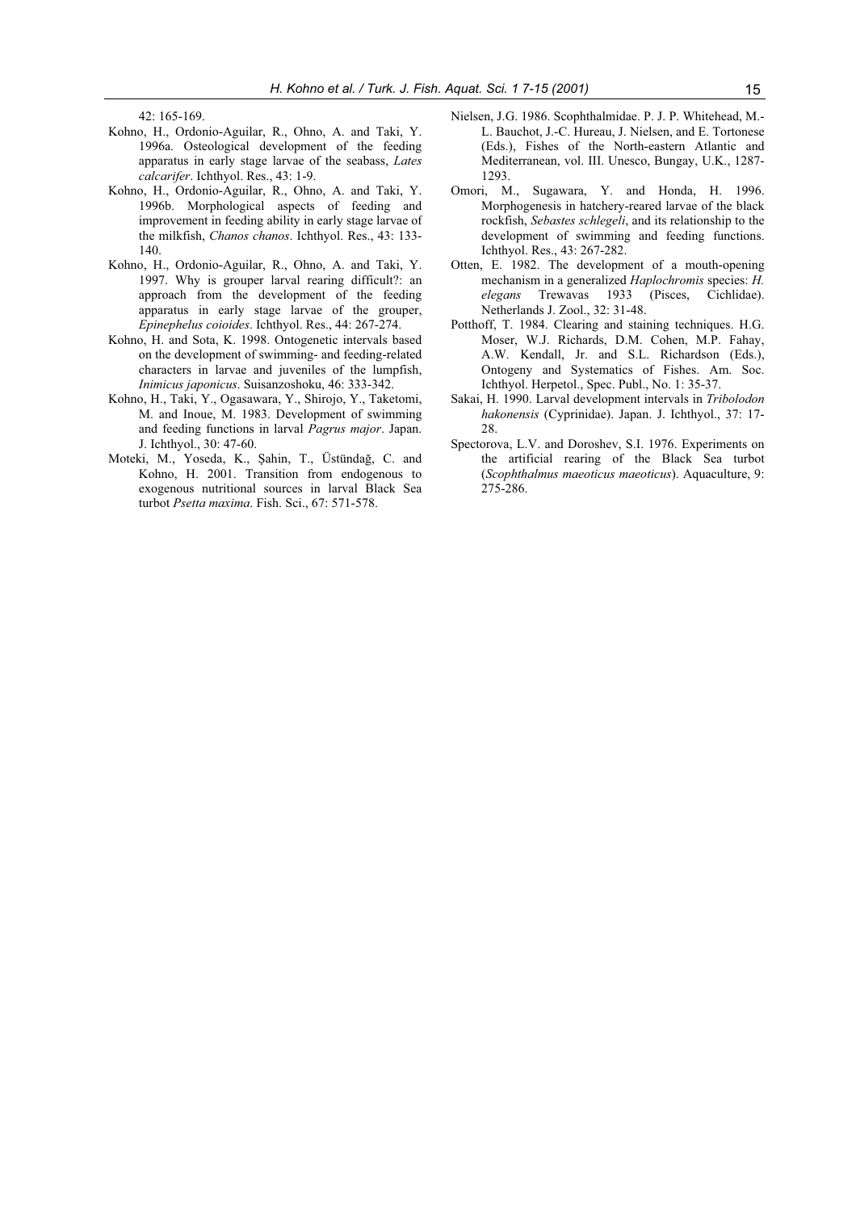42: 165-169.

Kohno, H., Ordonio-Aguilar, R., Ohno, A. and Taki, Y. 1996a. Osteological development of the feeding apparatus in early stage larvae of the seabass, *Lates calcarifer*. Ichthyol. Res., 43: 1-9.

Kohno, H., Ordonio-Aguilar, R., Ohno, A. and Taki, Y. 1996b. Morphological aspects of feeding and improvement in feeding ability in early stage larvae of the milkfish, *Chanos chanos*. Ichthyol. Res., 43: 133-140.

Kohno, H., Ordonio-Aguilar, R., Ohno, A. and Taki, Y. 1997. Why is grouper larval rearing difficult?: an approach from the development of the feeding apparatus in early stage larvae of the grouper, *Epinephelus coioides*. Ichthyol. Res., 44: 267-274.

Kohno, H. and Sota, K. 1998. Ontogenetic intervals based on the development of swimming- and feeding-related characters in larvae and juveniles of the lumpfish, *Inimicus japonicus*. Suisanzoshoku, 46: 333-342.

Kohno, H., Taki, Y., Ogasawara, Y., Shirojo, Y., Taketomi, M. and Inoue, M. 1983. Development of swimming and feeding functions in larval *Pagrus major*. Japan. J. Ichthyol., 30: 47-60.

Moteki, M., Yoseda, K., Şahin, T., Üstündağ, C. and Kohno, H. 2001. Transition from endogenous to exogenous nutritional sources in larval Black Sea turbot *Psetta maxima*. Fish. Sci., 67: 571-578.

Nielsen, J.G. 1986. Scophthalmidae. P. J. P. Whitehead, M.-L. Bauchot, J.-C. Hureau, J. Nielsen, and E. Tortonese (Eds.), Fishes of the North-eastern Atlantic and Mediterranean, vol. III. Unesco, Bungay, U.K., 1287-1293.

Omori, M., Sugawara, Y. and Honda, H. 1996. Morphogenesis in hatchery-reared larvae of the black rockfish, *Sebastes schlegeli*, and its relationship to the development of swimming and feeding functions. Ichthyol. Res., 43: 267-282.

Otten, E. 1982. The development of a mouth-opening mechanism in a generalized *Haplochromis* species: *H. elegans* Trewavas 1933 (Pisces, Cichlidae). Netherlands J. Zool., 32: 31-48.

Potthoff, T. 1984. Clearing and staining techniques. H.G. Moser, W.J. Richards, D.M. Cohen, M.P. Fahay, A.W. Kendall, Jr. and S.L. Richardson (Eds.), Ontogeny and Systematics of Fishes. Am. Soc. Ichthyol. Herpetol., Spec. Publ., No. 1: 35-37.

Sakai, H. 1990. Larval development intervals in *Tribolodon hakonensis* (Cyprinidae). Japan. J. Ichthyol., 37: 17-28.

Spectorova, L.V. and Doroshev, S.I. 1976. Experiments on the artificial rearing of the Black Sea turbot (*Scophthalmus maeoticus maeoticus*). Aquaculture, 9: 275-286.